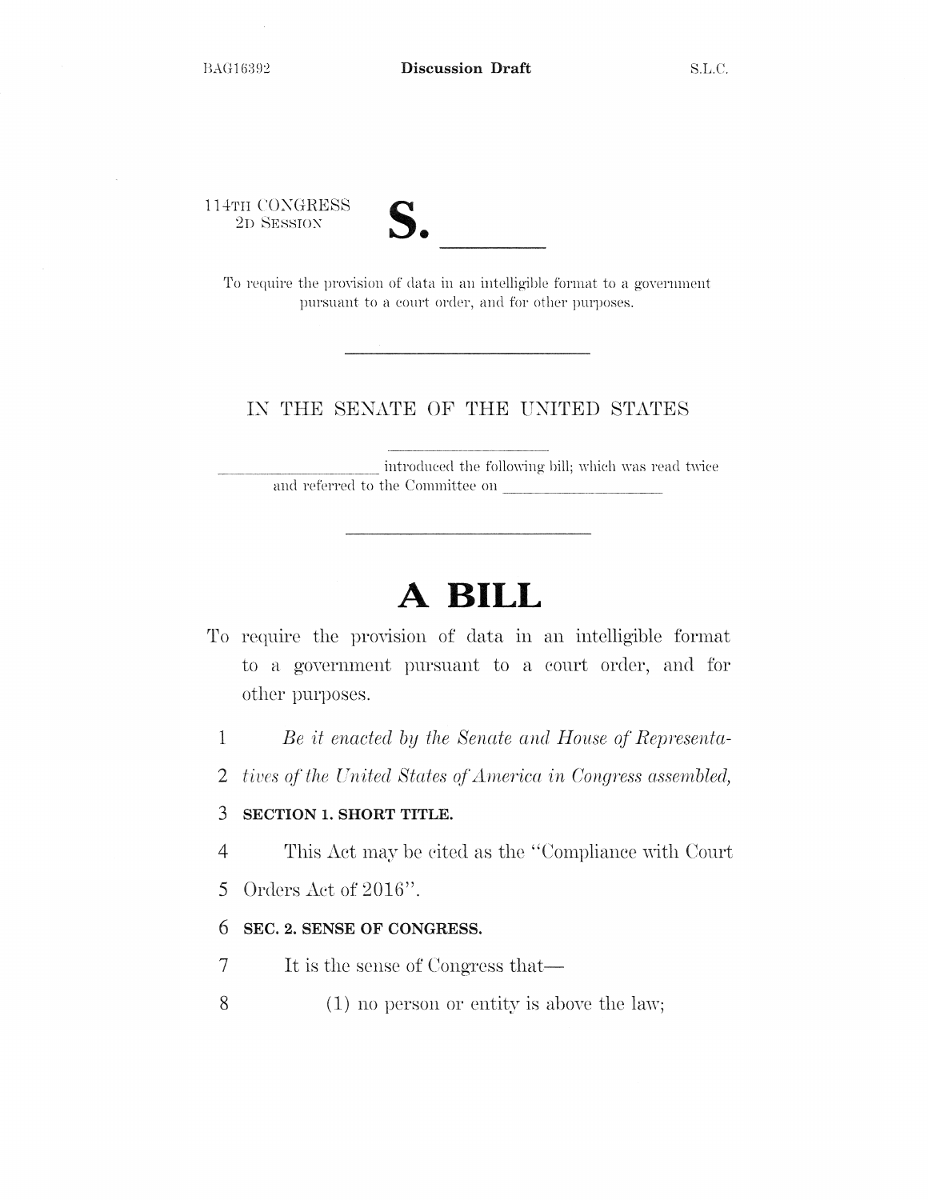BAG16392 **Discussion Draft** S.L.C.

114TH CONGRESS
2D SESSION

# S. ______

To require the provision of data in an intelligible format to a government pursuant to a court order, and for other purposes.

---

IN THE SENATE OF THE UNITED STATES

______________ introduced the following bill; which was read twice and referred to the Committee on ______________

---

# A BILL

To require the provision of data in an intelligible format to a government pursuant to a court order, and for other purposes.

1 *Be it enacted by the Senate and House of Representa-*
2 *tives of the United States of America in Congress assembled,*

3 **SECTION 1. SHORT TITLE.**

4 This Act may be cited as the "Compliance with Court
5 Orders Act of 2016".

6 **SEC. 2. SENSE OF CONGRESS.**

7 It is the sense of Congress that—

8 (1) no person or entity is above the law;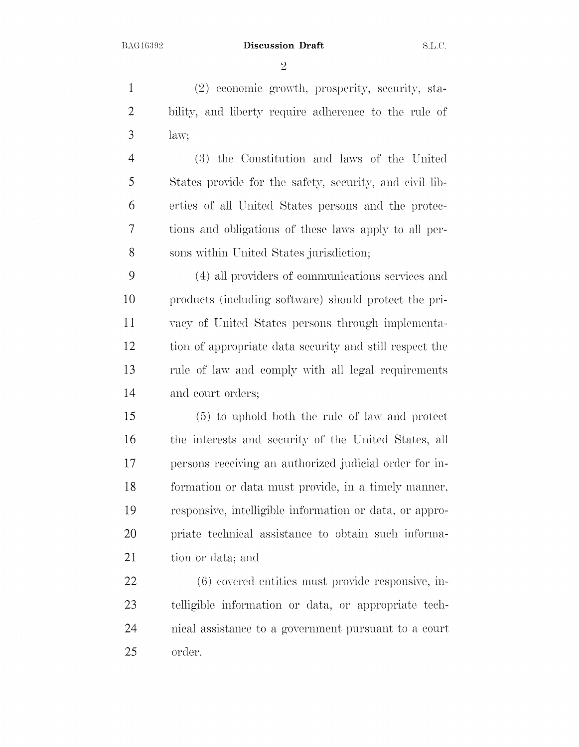(2) economic growth, prosperity, security, stability, and liberty require adherence to the rule of law;

(3) the Constitution and laws of the United States provide for the safety, security, and civil liberties of all United States persons and the protections and obligations of these laws apply to all persons within United States jurisdiction;

(4) all providers of communications services and products (including software) should protect the privacy of United States persons through implementation of appropriate data security and still respect the rule of law and comply with all legal requirements and court orders;

(5) to uphold both the rule of law and protect the interests and security of the United States, all persons receiving an authorized judicial order for information or data must provide, in a timely manner, responsive, intelligible information or data, or appropriate technical assistance to obtain such information or data; and

(6) covered entities must provide responsive, intelligible information or data, or appropriate technical assistance to a government pursuant to a court order.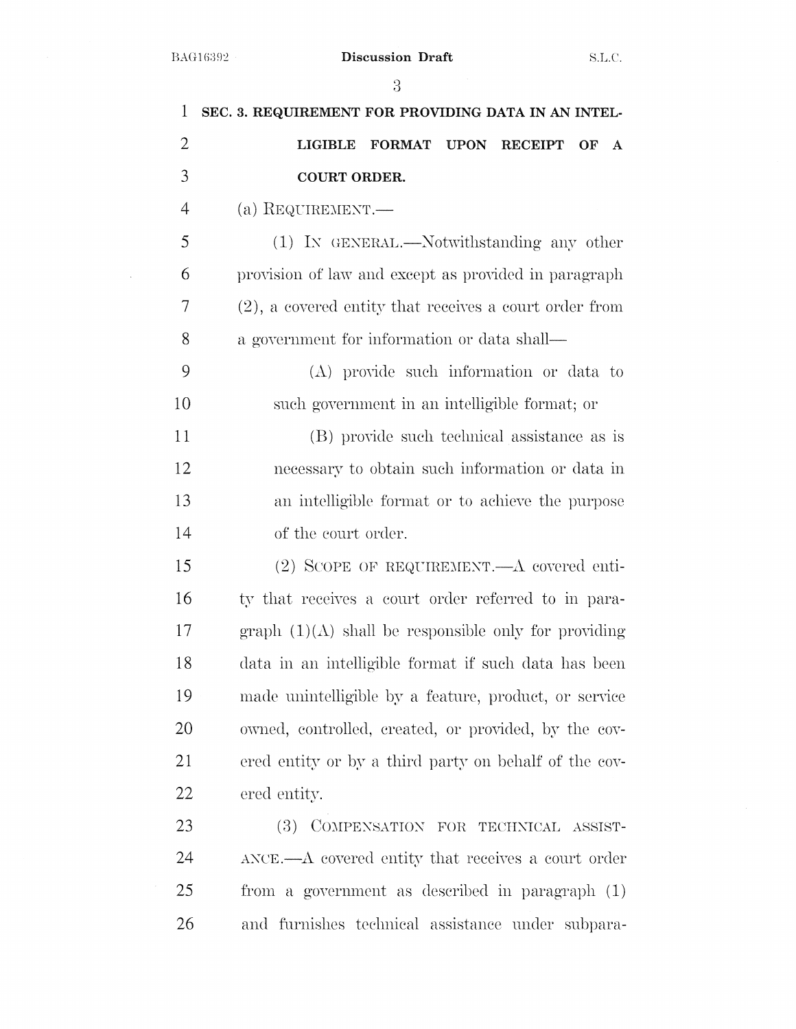## SEC. 3. REQUIREMENT FOR PROVIDING DATA IN AN INTELLIGIBLE FORMAT UPON RECEIPT OF A COURT ORDER.

(a) REQUIREMENT.—

(1) IN GENERAL.—Notwithstanding any other provision of law and except as provided in paragraph (2), a covered entity that receives a court order from a government for information or data shall—

(A) provide such information or data to such government in an intelligible format; or

(B) provide such technical assistance as is necessary to obtain such information or data in an intelligible format or to achieve the purpose of the court order.

(2) SCOPE OF REQUIREMENT.—A covered entity that receives a court order referred to in paragraph (1)(A) shall be responsible only for providing data in an intelligible format if such data has been made unintelligible by a feature, product, or service owned, controlled, created, or provided, by the covered entity or by a third party on behalf of the covered entity.

(3) COMPENSATION FOR TECHNICAL ASSISTANCE.—A covered entity that receives a court order from a government as described in paragraph (1) and furnishes technical assistance under subpara-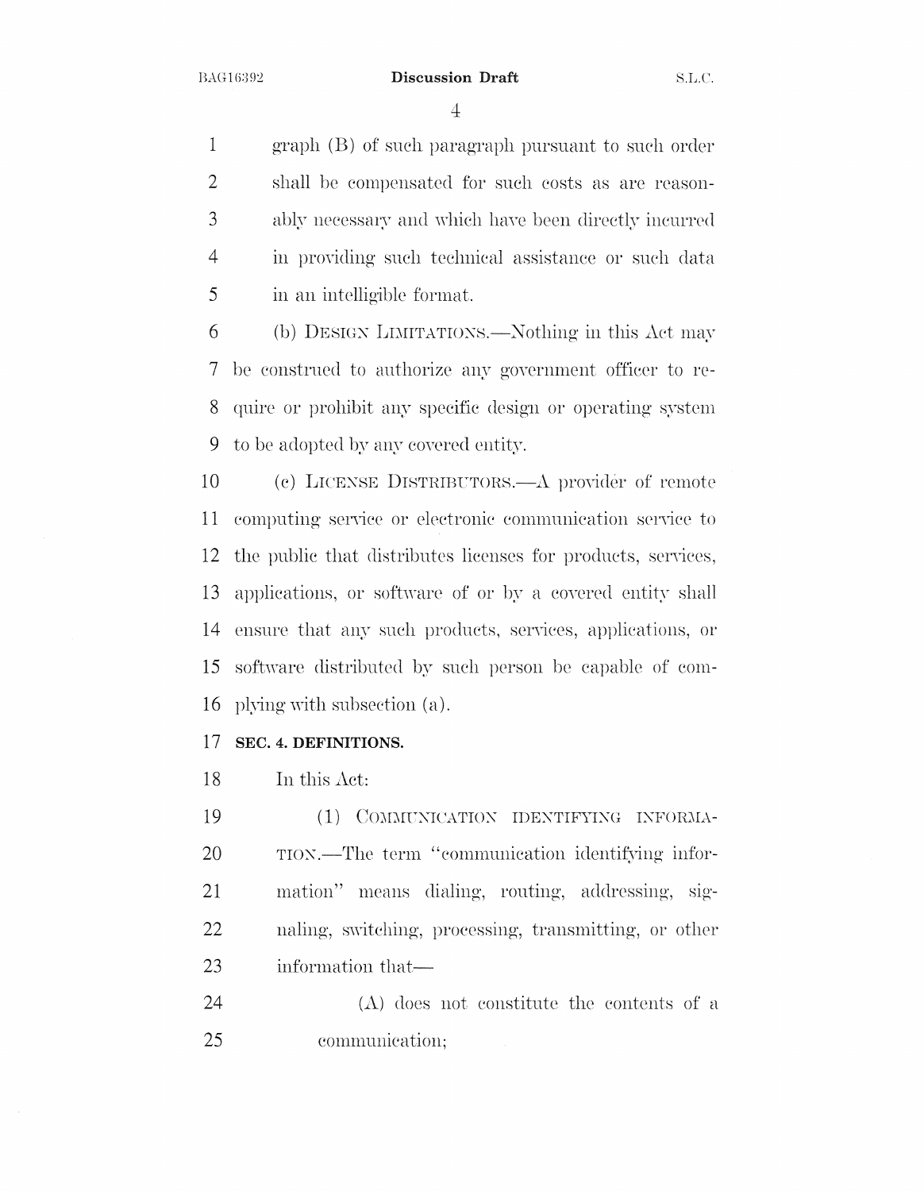graph (B) of such paragraph pursuant to such order shall be compensated for such costs as are reasonably necessary and which have been directly incurred in providing such technical assistance or such data in an intelligible format.

(b) DESIGN LIMITATIONS.—Nothing in this Act may be construed to authorize any government officer to require or prohibit any specific design or operating system to be adopted by any covered entity.

(c) LICENSE DISTRIBUTORS.—A provider of remote computing service or electronic communication service to the public that distributes licenses for products, services, applications, or software of or by a covered entity shall ensure that any such products, services, applications, or software distributed by such person be capable of complying with subsection (a).

**SEC. 4. DEFINITIONS.**

In this Act:

(1) COMMUNICATION IDENTIFYING INFORMATION.—The term "communication identifying information" means dialing, routing, addressing, signaling, switching, processing, transmitting, or other information that—

(A) does not constitute the contents of a communication;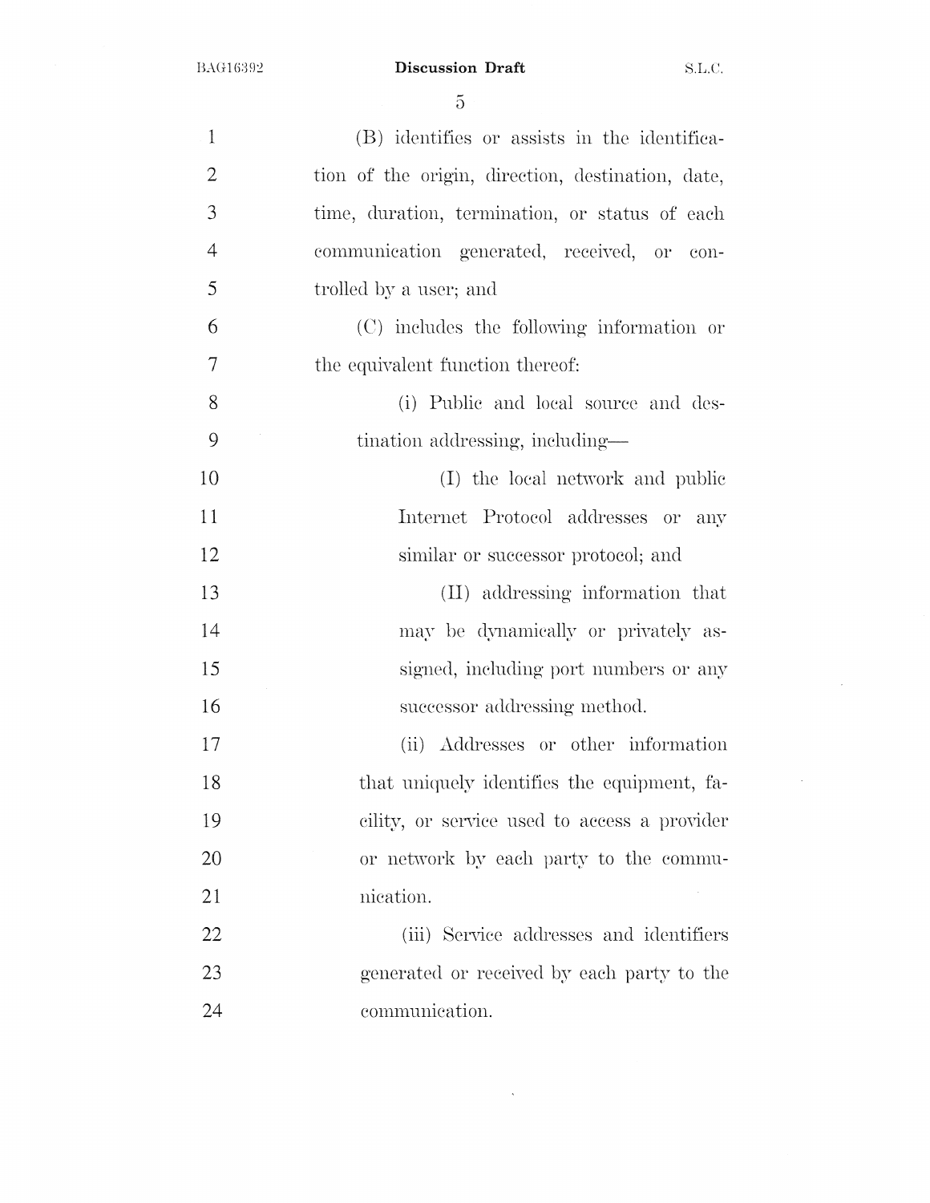(B) identifies or assists in the identification of the origin, direction, destination, date, time, duration, termination, or status of each communication generated, received, or controlled by a user; and

(C) includes the following information or the equivalent function thereof:

(i) Public and local source and destination addressing, including—

(I) the local network and public Internet Protocol addresses or any similar or successor protocol; and

(II) addressing information that may be dynamically or privately assigned, including port numbers or any successor addressing method.

(ii) Addresses or other information that uniquely identifies the equipment, facility, or service used to access a provider or network by each party to the communication.

(iii) Service addresses and identifiers generated or received by each party to the communication.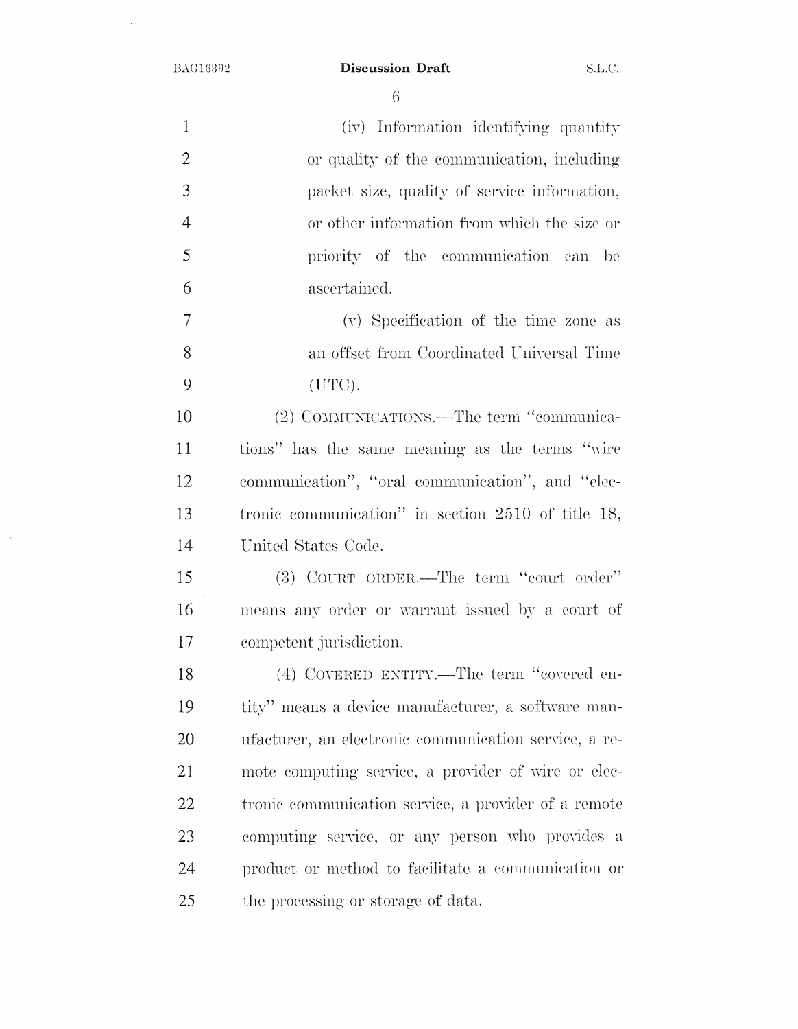(iv) Information identifying quantity or quality of the communication, including packet size, quality of service information, or other information from which the size or priority of the communication can be ascertained.

(v) Specification of the time zone as an offset from Coordinated Universal Time (UTC).

(2) COMMUNICATIONS.—The term "communications" has the same meaning as the terms "wire communication", "oral communication", and "electronic communication" in section 2510 of title 18, United States Code.

(3) COURT ORDER.—The term "court order" means any order or warrant issued by a court of competent jurisdiction.

(4) COVERED ENTITY.—The term "covered entity" means a device manufacturer, a software manufacturer, an electronic communication service, a remote computing service, a provider of wire or electronic communication service, a provider of a remote computing service, or any person who provides a product or method to facilitate a communication or the processing or storage of data.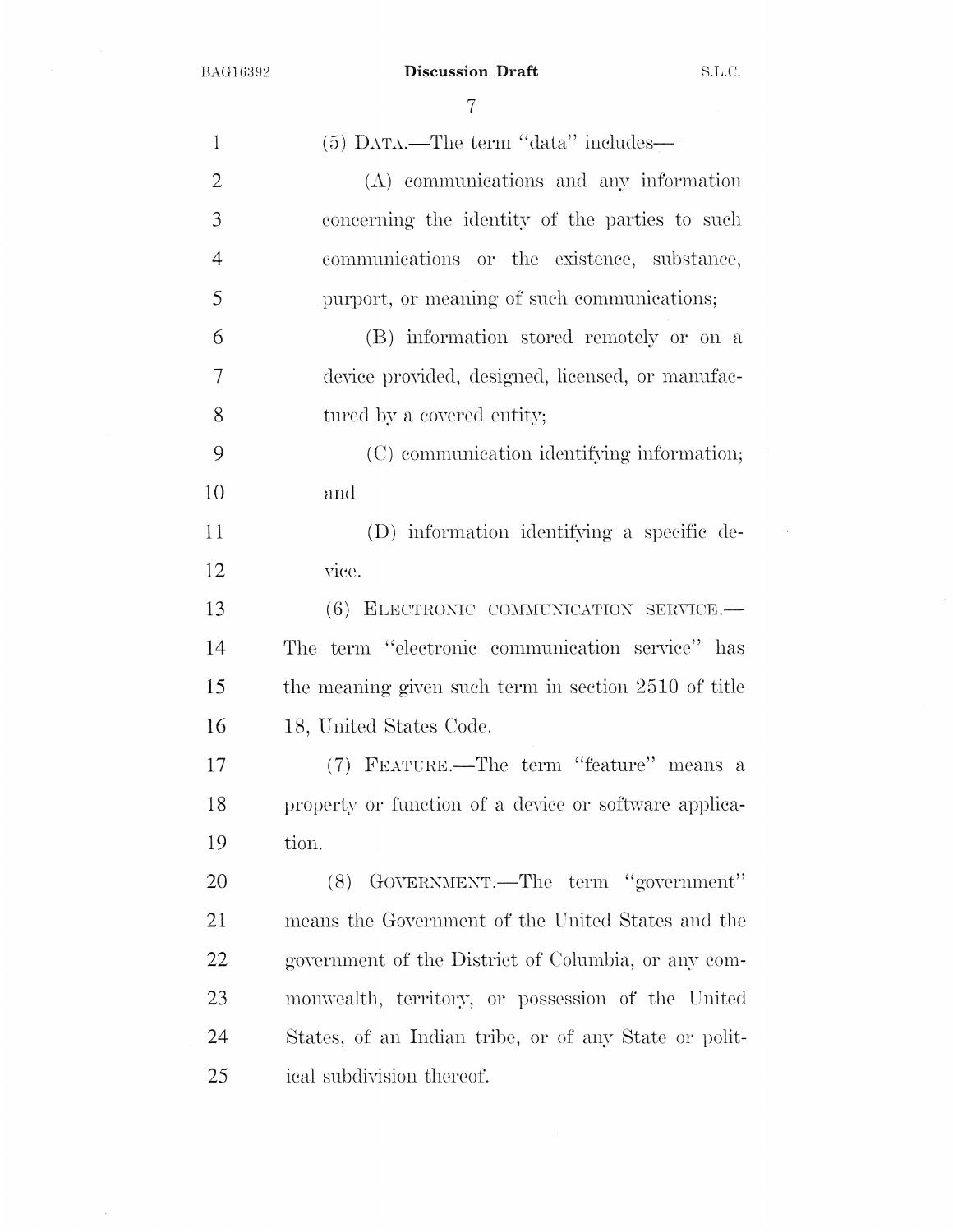(5) DATA.—The term "data" includes—

(A) communications and any information concerning the identity of the parties to such communications or the existence, substance, purport, or meaning of such communications;

(B) information stored remotely or on a device provided, designed, licensed, or manufactured by a covered entity;

(C) communication identifying information; and

(D) information identifying a specific device.

(6) ELECTRONIC COMMUNICATION SERVICE.—The term "electronic communication service" has the meaning given such term in section 2510 of title 18, United States Code.

(7) FEATURE.—The term "feature" means a property or function of a device or software application.

(8) GOVERNMENT.—The term "government" means the Government of the United States and the government of the District of Columbia, or any commonwealth, territory, or possession of the United States, of an Indian tribe, or of any State or political subdivision thereof.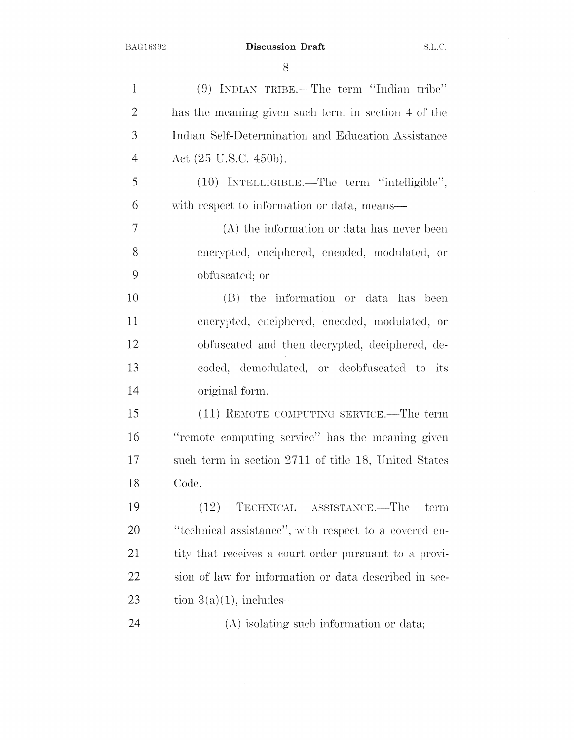(9) INDIAN TRIBE.—The term "Indian tribe" has the meaning given such term in section 4 of the Indian Self-Determination and Education Assistance Act (25 U.S.C. 450b).

(10) INTELLIGIBLE.—The term "intelligible", with respect to information or data, means—

(A) the information or data has never been encrypted, enciphered, encoded, modulated, or obfuscated; or

(B) the information or data has been encrypted, enciphered, encoded, modulated, or obfuscated and then decrypted, deciphered, decoded, demodulated, or deobfuscated to its original form.

(11) REMOTE COMPUTING SERVICE.—The term "remote computing service" has the meaning given such term in section 2711 of title 18, United States Code.

(12) TECHNICAL ASSISTANCE.—The term "technical assistance", with respect to a covered entity that receives a court order pursuant to a provision of law for information or data described in section 3(a)(1), includes—

(A) isolating such information or data;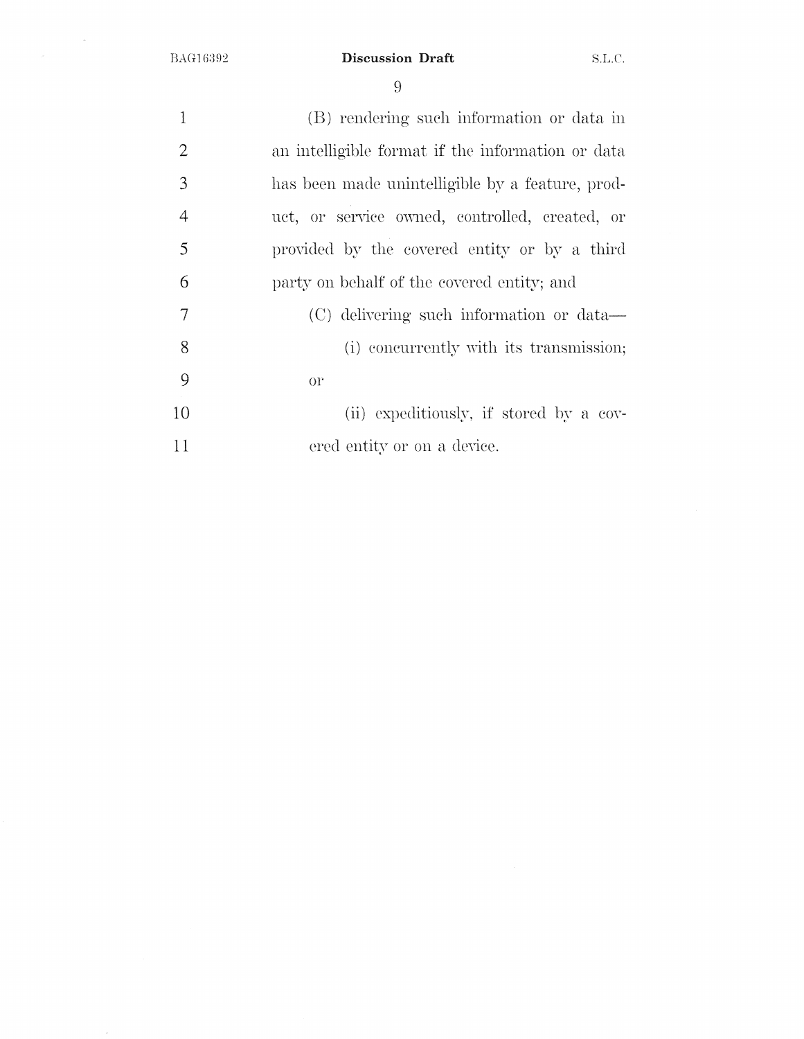(B) rendering such information or data in an intelligible format if the information or data has been made unintelligible by a feature, product, or service owned, controlled, created, or provided by the covered entity or by a third party on behalf of the covered entity; and

(C) delivering such information or data—

(i) concurrently with its transmission; or

(ii) expeditiously, if stored by a covered entity or on a device.